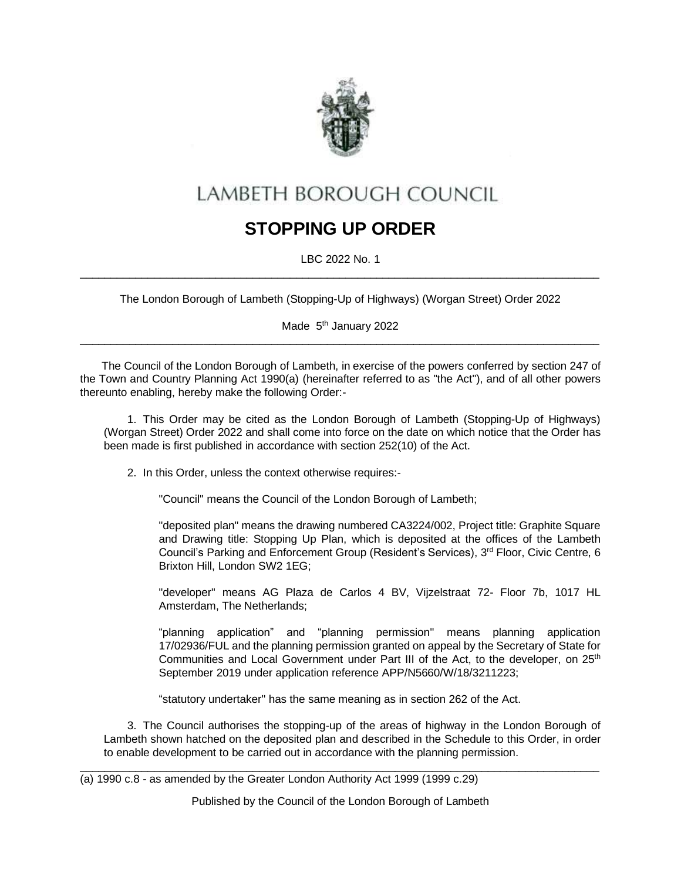# LAMBETH BOROUGH COUNCIL

## STOPPING UP ORDER

LBC 2022 No. 1

---

The London Borough of Lambeth (Stopping-Up of Highways) (Worgan Street) Order 2022

Made 5th January 2022

---

The Council of the London Borough of Lambeth, in exercise of the powers conferred by section 247 of the Town and Country Planning Act 1990(a) (hereinafter referred to as "the Act"), and of all other powers thereunto enabling, hereby make the following Order:-

1. This Order may be cited as the London Borough of Lambeth (Stopping-Up of Highways) (Worgan Street) Order 2022 and shall come into force on the date on which notice that the Order has been made is first published in accordance with section 252(10) of the Act.

2. In this Order, unless the context otherwise requires:-

   "Council" means the Council of the London Borough of Lambeth;

   "deposited plan" means the drawing numbered CA3224/002, Project title: Graphite Square and Drawing title: Stopping Up Plan, which is deposited at the offices of the Lambeth Council's Parking and Enforcement Group (Resident's Services), 3rd Floor, Civic Centre, 6 Brixton Hill, London SW2 1EG;

   "developer" means AG Plaza de Carlos 4 BV, Vijzelstraat 72- Floor 7b, 1017 HL Amsterdam, The Netherlands;

   "planning application" and "planning permission" means planning application 17/02936/FUL and the planning permission granted on appeal by the Secretary of State for Communities and Local Government under Part III of the Act, to the developer, on 25th September 2019 under application reference APP/N5660/W/18/3211223;

   "statutory undertaker" has the same meaning as in section 262 of the Act.

3. The Council authorises the stopping-up of the areas of highway in the London Borough of Lambeth shown hatched on the deposited plan and described in the Schedule to this Order, in order to enable development to be carried out in accordance with the planning permission.

---

(a) 1990 c.8 - as amended by the Greater London Authority Act 1999 (1999 c.29)

Published by the Council of the London Borough of Lambeth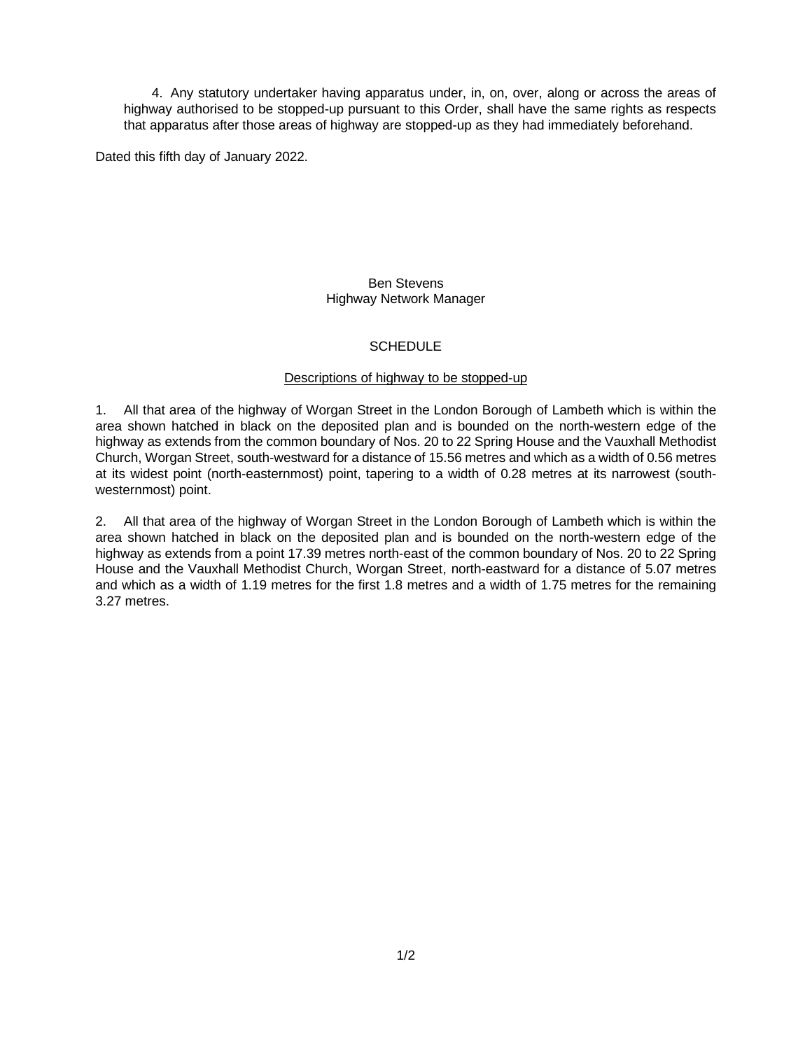4. Any statutory undertaker having apparatus under, in, on, over, along or across the areas of highway authorised to be stopped-up pursuant to this Order, shall have the same rights as respects that apparatus after those areas of highway are stopped-up as they had immediately beforehand.

Dated this fifth day of January 2022.

Ben Stevens
Highway Network Manager

## SCHEDULE

Descriptions of highway to be stopped-up

1. All that area of the highway of Worgan Street in the London Borough of Lambeth which is within the area shown hatched in black on the deposited plan and is bounded on the north-western edge of the highway as extends from the common boundary of Nos. 20 to 22 Spring House and the Vauxhall Methodist Church, Worgan Street, south-westward for a distance of 15.56 metres and which as a width of 0.56 metres at its widest point (north-easternmost) point, tapering to a width of 0.28 metres at its narrowest (south-westernmost) point.

2. All that area of the highway of Worgan Street in the London Borough of Lambeth which is within the area shown hatched in black on the deposited plan and is bounded on the north-western edge of the highway as extends from a point 17.39 metres north-east of the common boundary of Nos. 20 to 22 Spring House and the Vauxhall Methodist Church, Worgan Street, north-eastward for a distance of 5.07 metres and which as a width of 1.19 metres for the first 1.8 metres and a width of 1.75 metres for the remaining 3.27 metres.